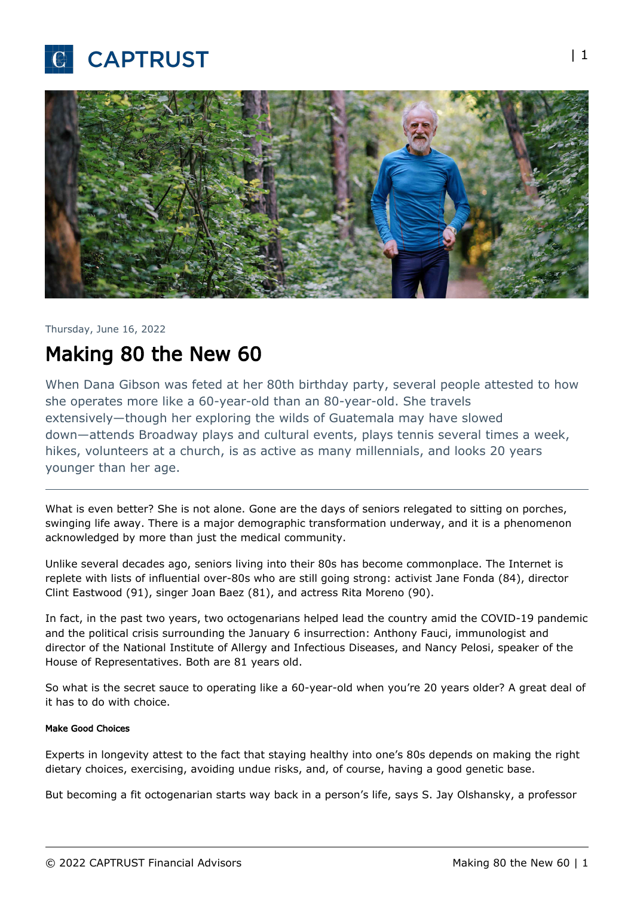CAPTRUST

Thursday, June 16, 2022

# Making 80 the New 60

When Dana Gibson was feted at her 80th birthday party, several people attested to how she operates more like a 60-year-old than an 80-year-old. She travels extensively—though her exploring the wilds of Guatemala may have slowed down—attends Broadway plays and cultural events, plays tennis several times a week, hikes, volunteers at a church, is as active as many millennials, and looks 20 years younger than her age.

---

What is even better? She is not alone. Gone are the days of seniors relegated to sitting on porches, swinging life away. There is a major demographic transformation underway, and it is a phenomenon acknowledged by more than just the medical community.

Unlike several decades ago, seniors living into their 80s has become commonplace. The Internet is replete with lists of influential over-80s who are still going strong: activist Jane Fonda (84), director Clint Eastwood (91), singer Joan Baez (81), and actress Rita Moreno (90).

In fact, in the past two years, two octogenarians helped lead the country amid the COVID-19 pandemic and the political crisis surrounding the January 6 insurrection: Anthony Fauci, immunologist and director of the National Institute of Allergy and Infectious Diseases, and Nancy Pelosi, speaker of the House of Representatives. Both are 81 years old.

So what is the secret sauce to operating like a 60-year-old when you're 20 years older? A great deal of it has to do with choice.

#### Make Good Choices

Experts in longevity attest to the fact that staying healthy into one's 80s depends on making the right dietary choices, exercising, avoiding undue risks, and, of course, having a good genetic base.

But becoming a fit octogenarian starts way back in a person's life, says S. Jay Olshansky, a professor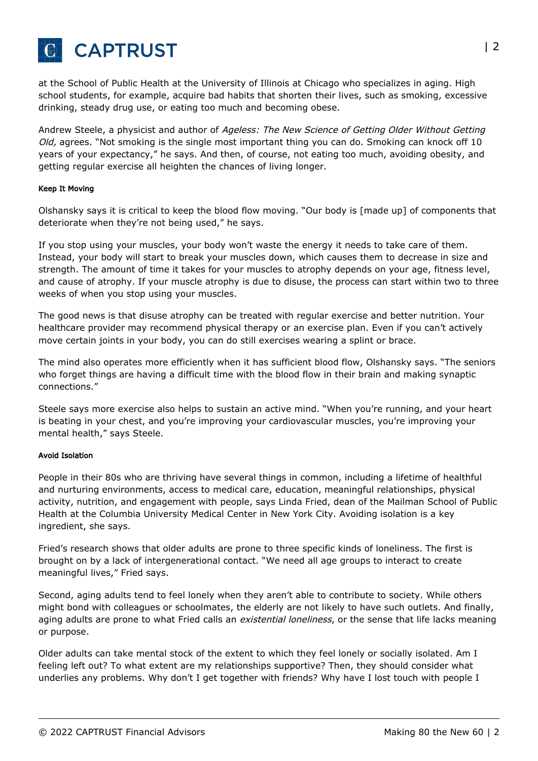at the School of Public Health at the University of Illinois at Chicago who specializes in aging. High school students, for example, acquire bad habits that shorten their lives, such as smoking, excessive drinking, steady drug use, or eating too much and becoming obese.

Andrew Steele, a physicist and author of *Ageless: The New Science of Getting Older Without Getting Old,* agrees. "Not smoking is the single most important thing you can do. Smoking can knock off 10 years of your expectancy," he says. And then, of course, not eating too much, avoiding obesity, and getting regular exercise all heighten the chances of living longer.

#### Keep It Moving

Olshansky says it is critical to keep the blood flow moving. "Our body is [made up] of components that deteriorate when they're not being used," he says.

If you stop using your muscles, your body won't waste the energy it needs to take care of them. Instead, your body will start to break your muscles down, which causes them to decrease in size and strength. The amount of time it takes for your muscles to atrophy depends on your age, fitness level, and cause of atrophy. If your muscle atrophy is due to disuse, the process can start within two to three weeks of when you stop using your muscles.

The good news is that disuse atrophy can be treated with regular exercise and better nutrition. Your healthcare provider may recommend physical therapy or an exercise plan. Even if you can't actively move certain joints in your body, you can do still exercises wearing a splint or brace.

The mind also operates more efficiently when it has sufficient blood flow, Olshansky says. "The seniors who forget things are having a difficult time with the blood flow in their brain and making synaptic connections."

Steele says more exercise also helps to sustain an active mind. "When you're running, and your heart is beating in your chest, and you're improving your cardiovascular muscles, you're improving your mental health," says Steele.

#### Avoid Isolation

People in their 80s who are thriving have several things in common, including a lifetime of healthful and nurturing environments, access to medical care, education, meaningful relationships, physical activity, nutrition, and engagement with people, says Linda Fried, dean of the Mailman School of Public Health at the Columbia University Medical Center in New York City. Avoiding isolation is a key ingredient, she says.

Fried's research shows that older adults are prone to three specific kinds of loneliness. The first is brought on by a lack of intergenerational contact. "We need all age groups to interact to create meaningful lives," Fried says.

Second, aging adults tend to feel lonely when they aren't able to contribute to society. While others might bond with colleagues or schoolmates, the elderly are not likely to have such outlets. And finally, aging adults are prone to what Fried calls an *existential loneliness*, or the sense that life lacks meaning or purpose.

Older adults can take mental stock of the extent to which they feel lonely or socially isolated. Am I feeling left out? To what extent are my relationships supportive? Then, they should consider what underlies any problems. Why don't I get together with friends? Why have I lost touch with people I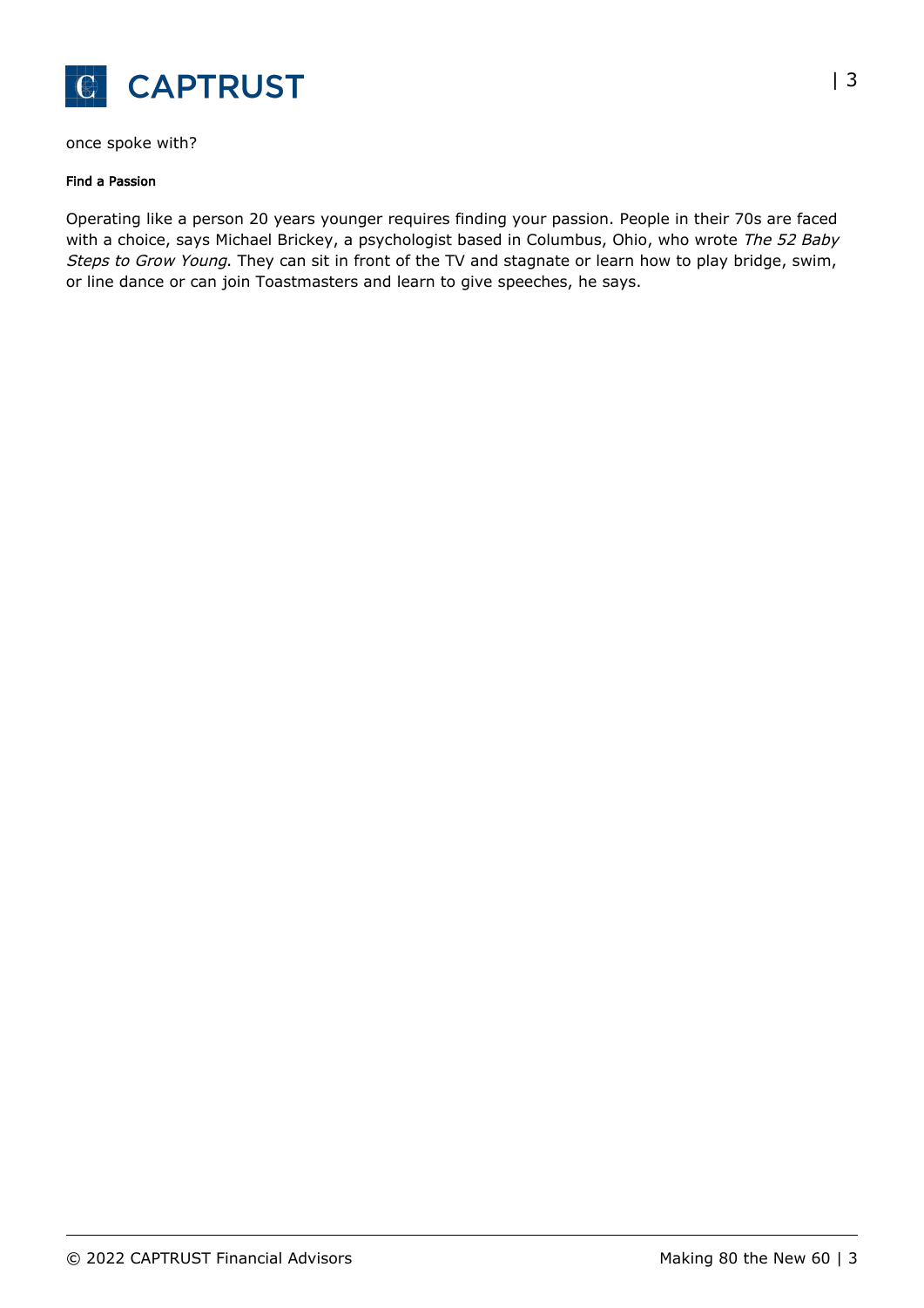once spoke with?

#### Find a Passion

Operating like a person 20 years younger requires finding your passion. People in their 70s are faced with a choice, says Michael Brickey, a psychologist based in Columbus, Ohio, who wrote *The 52 Baby Steps to Grow Young*. They can sit in front of the TV and stagnate or learn how to play bridge, swim, or line dance or can join Toastmasters and learn to give speeches, he says.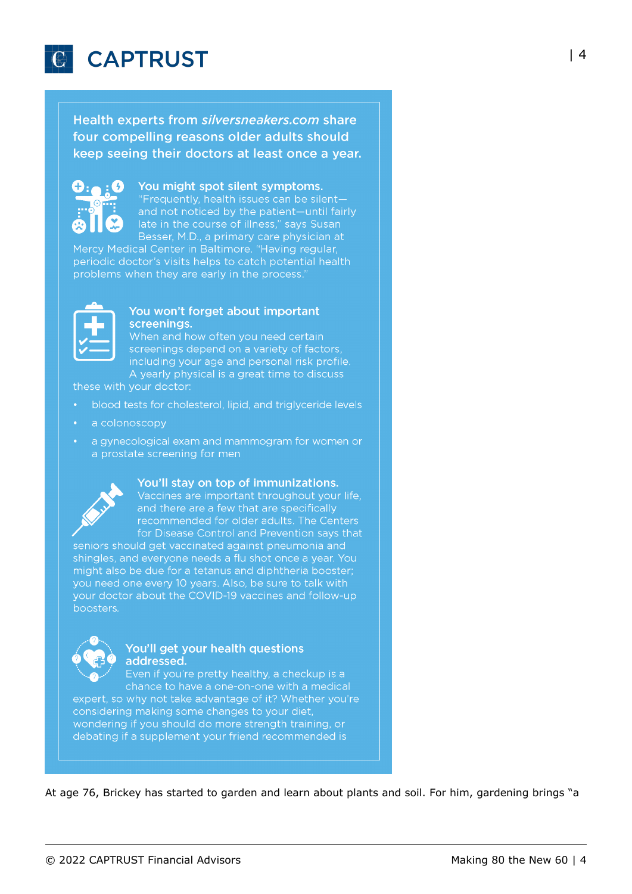**Health experts from *silversneakers.com* share four compelling reasons older adults should keep seeing their doctors at least once a year.**

**You might spot silent symptoms.**
"Frequently, health issues can be silent—and not noticed by the patient—until fairly late in the course of illness," says Susan Besser, M.D., a primary care physician at Mercy Medical Center in Baltimore. "Having regular, periodic doctor's visits helps to catch potential health problems when they are early in the process."

**You won't forget about important screenings.**
When and how often you need certain screenings depend on a variety of factors, including your age and personal risk profile. A yearly physical is a great time to discuss these with your doctor:

- blood tests for cholesterol, lipid, and triglyceride levels
- a colonoscopy
- a gynecological exam and mammogram for women or a prostate screening for men

**You'll stay on top of immunizations.**
Vaccines are important throughout your life, and there are a few that are specifically recommended for older adults. The Centers for Disease Control and Prevention says that seniors should get vaccinated against pneumonia and shingles, and everyone needs a flu shot once a year. You might also be due for a tetanus and diphtheria booster; you need one every 10 years. Also, be sure to talk with your doctor about the COVID-19 vaccines and follow-up boosters.

**You'll get your health questions addressed.**
Even if you're pretty healthy, a checkup is a chance to have a one-on-one with a medical expert, so why not take advantage of it? Whether you're considering making some changes to your diet, wondering if you should do more strength training, or debating if a supplement your friend recommended is

At age 76, Brickey has started to garden and learn about plants and soil. For him, gardening brings "a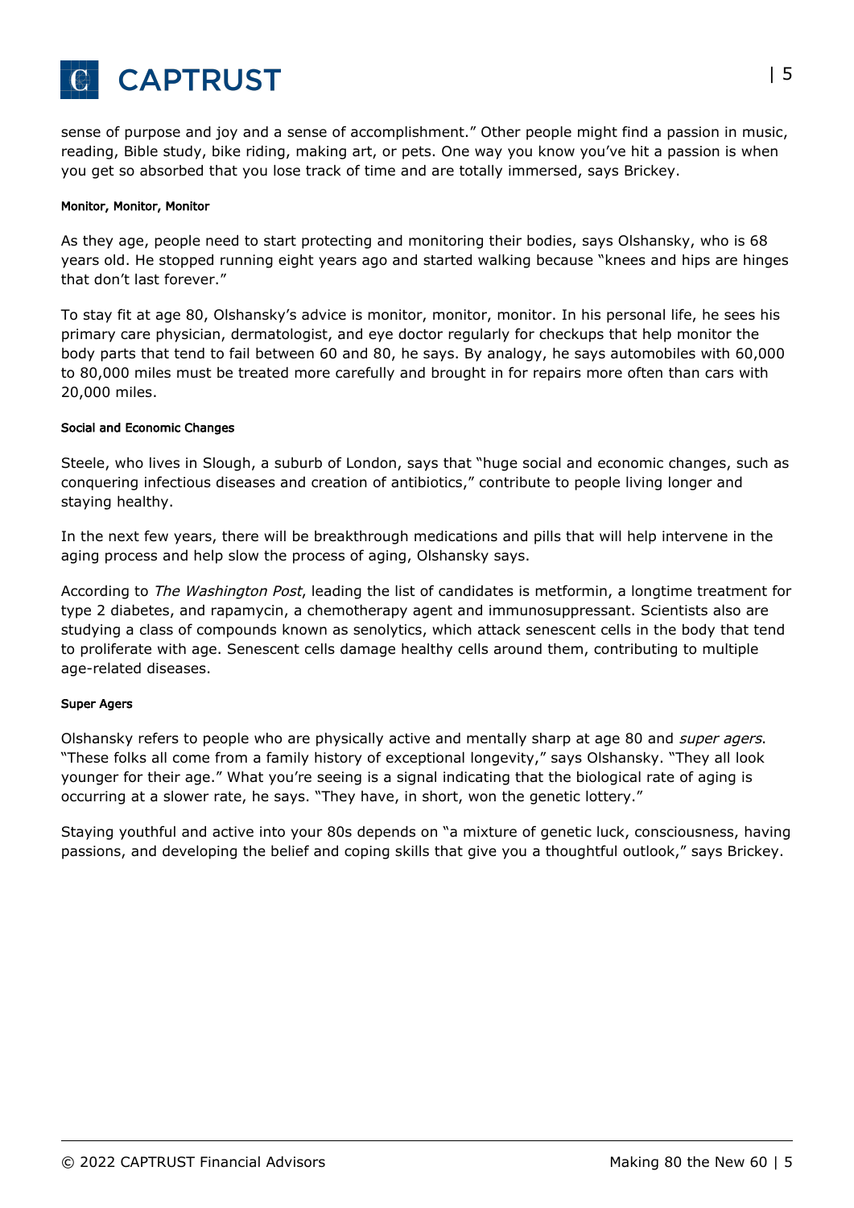sense of purpose and joy and a sense of accomplishment." Other people might find a passion in music, reading, Bible study, bike riding, making art, or pets. One way you know you've hit a passion is when you get so absorbed that you lose track of time and are totally immersed, says Brickey.

#### Monitor, Monitor, Monitor

As they age, people need to start protecting and monitoring their bodies, says Olshansky, who is 68 years old. He stopped running eight years ago and started walking because "knees and hips are hinges that don't last forever."

To stay fit at age 80, Olshansky's advice is monitor, monitor, monitor. In his personal life, he sees his primary care physician, dermatologist, and eye doctor regularly for checkups that help monitor the body parts that tend to fail between 60 and 80, he says. By analogy, he says automobiles with 60,000 to 80,000 miles must be treated more carefully and brought in for repairs more often than cars with 20,000 miles.

#### Social and Economic Changes

Steele, who lives in Slough, a suburb of London, says that "huge social and economic changes, such as conquering infectious diseases and creation of antibiotics," contribute to people living longer and staying healthy.

In the next few years, there will be breakthrough medications and pills that will help intervene in the aging process and help slow the process of aging, Olshansky says.

According to *The Washington Post*, leading the list of candidates is metformin, a longtime treatment for type 2 diabetes, and rapamycin, a chemotherapy agent and immunosuppressant. Scientists also are studying a class of compounds known as senolytics, which attack senescent cells in the body that tend to proliferate with age. Senescent cells damage healthy cells around them, contributing to multiple age-related diseases.

#### Super Agers

Olshansky refers to people who are physically active and mentally sharp at age 80 and *super agers*. "These folks all come from a family history of exceptional longevity," says Olshansky. "They all look younger for their age." What you're seeing is a signal indicating that the biological rate of aging is occurring at a slower rate, he says. "They have, in short, won the genetic lottery."

Staying youthful and active into your 80s depends on "a mixture of genetic luck, consciousness, having passions, and developing the belief and coping skills that give you a thoughtful outlook," says Brickey.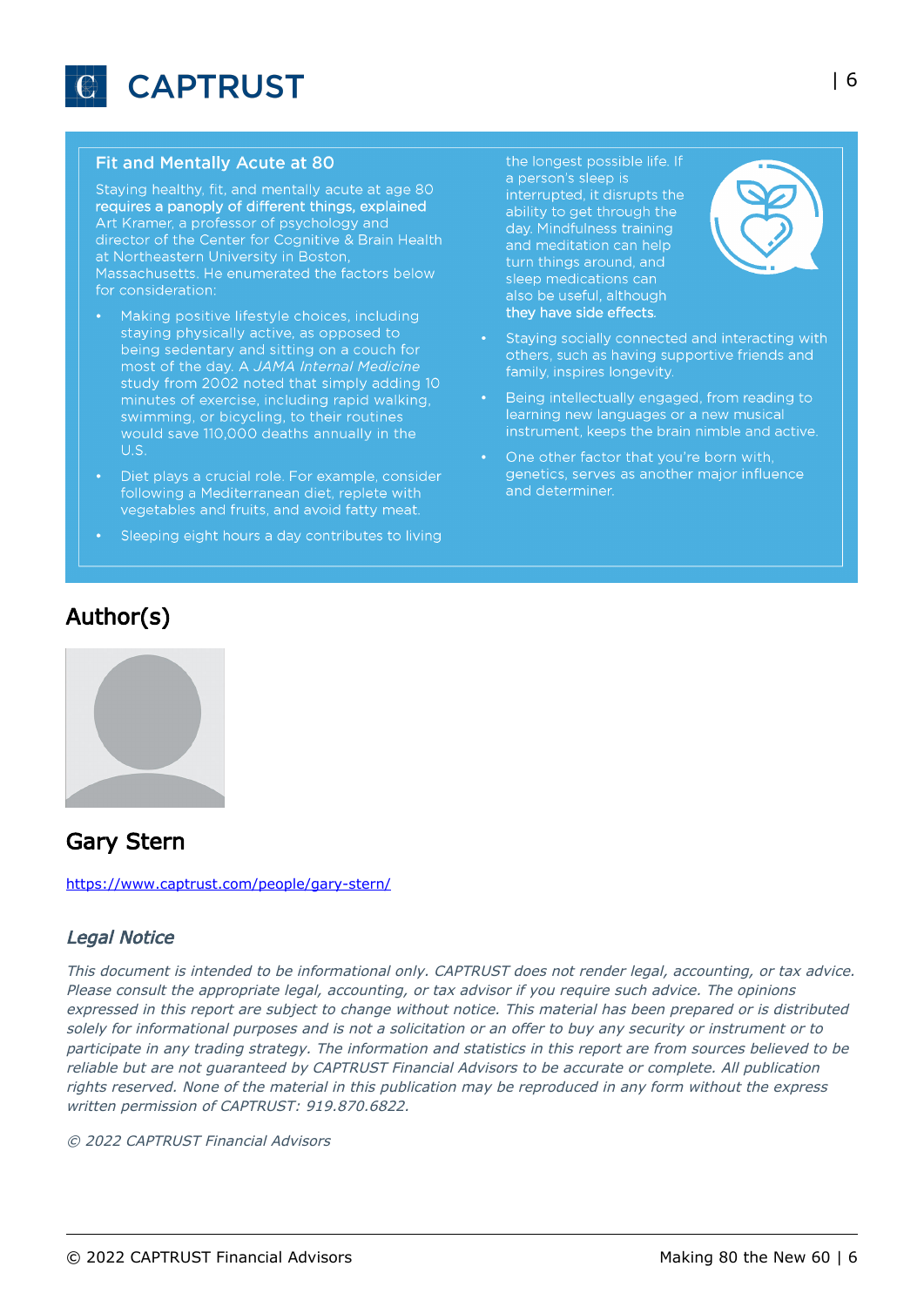### Fit and Mentally Acute at 80

Staying healthy, fit, and mentally acute at age 80 requires a panoply of different things, explained Art Kramer, a professor of psychology and director of the Center for Cognitive & Brain Health at Northeastern University in Boston, Massachusetts. He enumerated the factors below for consideration:

- Making positive lifestyle choices, including staying physically active, as opposed to being sedentary and sitting on a couch for most of the day. A *JAMA Internal Medicine* study from 2002 noted that simply adding 10 minutes of exercise, including rapid walking, swimming, or bicycling, to their routines would save 110,000 deaths annually in the U.S.
- Diet plays a crucial role. For example, consider following a Mediterranean diet, replete with vegetables and fruits, and avoid fatty meat.
- Sleeping eight hours a day contributes to living the longest possible life. If a person's sleep is interrupted, it disrupts the ability to get through the day. Mindfulness training and meditation can help turn things around, and sleep medications can also be useful, although they have side effects.
- Staying socially connected and interacting with others, such as having supportive friends and family, inspires longevity.
- Being intellectually engaged, from reading to learning new languages or a new musical instrument, keeps the brain nimble and active.
- One other factor that you're born with, genetics, serves as another major influence and determiner.

## Author(s)

### Gary Stern

https://www.captrust.com/people/gary-stern/

### *Legal Notice*

*This document is intended to be informational only. CAPTRUST does not render legal, accounting, or tax advice. Please consult the appropriate legal, accounting, or tax advisor if you require such advice. The opinions expressed in this report are subject to change without notice. This material has been prepared or is distributed solely for informational purposes and is not a solicitation or an offer to buy any security or instrument or to participate in any trading strategy. The information and statistics in this report are from sources believed to be reliable but are not guaranteed by CAPTRUST Financial Advisors to be accurate or complete. All publication rights reserved. None of the material in this publication may be reproduced in any form without the express written permission of CAPTRUST: 919.870.6822.*

*© 2022 CAPTRUST Financial Advisors*